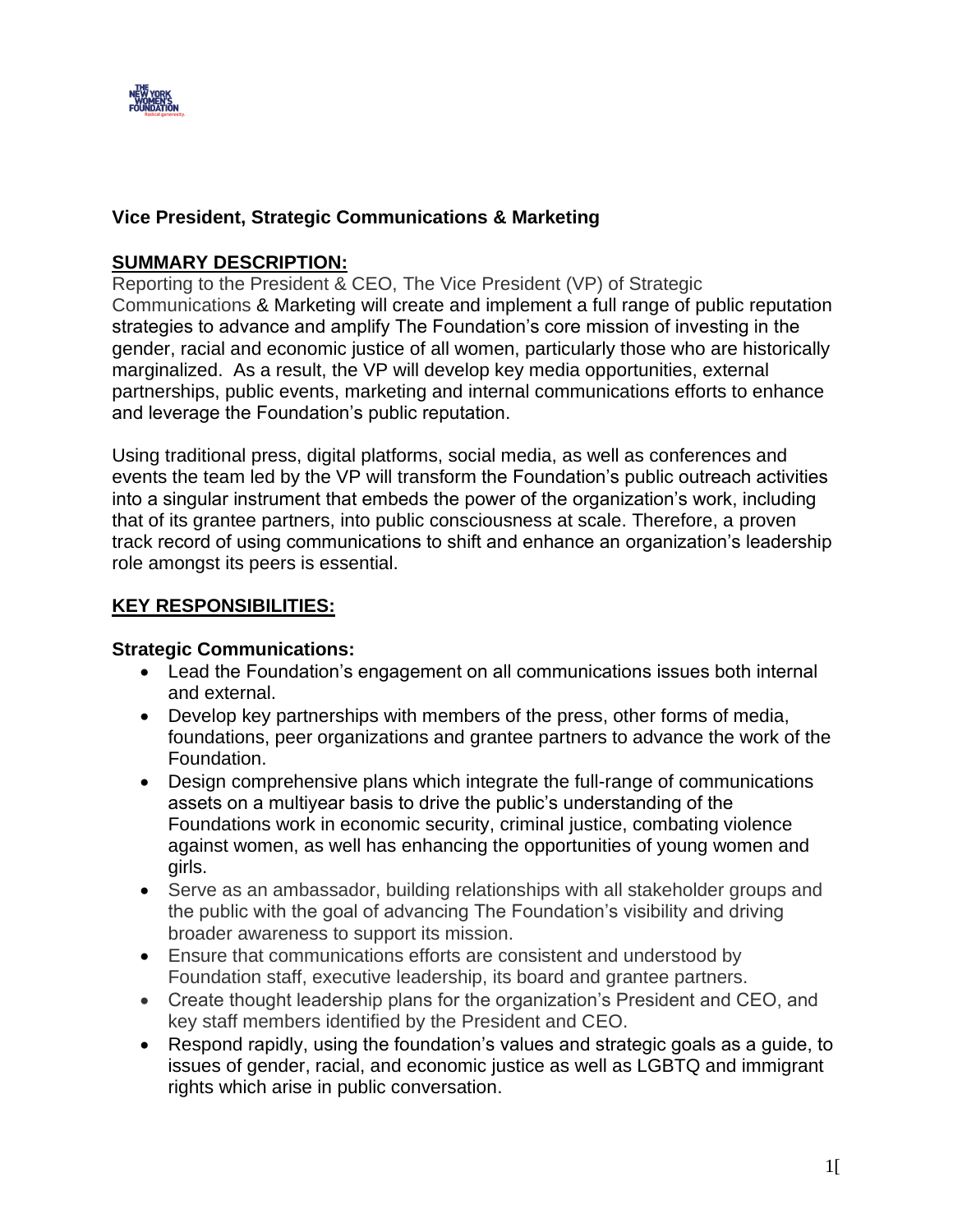## Vice President, Strategic Communications & Marketing

### SUMMARY DESCRIPTION:

Reporting to the President & CEO, The Vice President (VP) of Strategic Communications & Marketing will create and implement a full range of public reputation strategies to advance and amplify The Foundation's core mission of investing in the gender, racial and economic justice of all women, particularly those who are historically marginalized. As a result, the VP will develop key media opportunities, external partnerships, public events, marketing and internal communications efforts to enhance and leverage the Foundation's public reputation.

Using traditional press, digital platforms, social media, as well as conferences and events the team led by the VP will transform the Foundation's public outreach activities into a singular instrument that embeds the power of the organization's work, including that of its grantee partners, into public consciousness at scale. Therefore, a proven track record of using communications to shift and enhance an organization's leadership role amongst its peers is essential.

### KEY RESPONSIBILITIES:

**Strategic Communications:**

- Lead the Foundation's engagement on all communications issues both internal and external.
- Develop key partnerships with members of the press, other forms of media, foundations, peer organizations and grantee partners to advance the work of the Foundation.
- Design comprehensive plans which integrate the full-range of communications assets on a multiyear basis to drive the public's understanding of the Foundations work in economic security, criminal justice, combating violence against women, as well has enhancing the opportunities of young women and girls.
- Serve as an ambassador, building relationships with all stakeholder groups and the public with the goal of advancing The Foundation's visibility and driving broader awareness to support its mission.
- Ensure that communications efforts are consistent and understood by Foundation staff, executive leadership, its board and grantee partners.
- Create thought leadership plans for the organization's President and CEO, and key staff members identified by the President and CEO.
- Respond rapidly, using the foundation's values and strategic goals as a guide, to issues of gender, racial, and economic justice as well as LGBTQ and immigrant rights which arise in public conversation.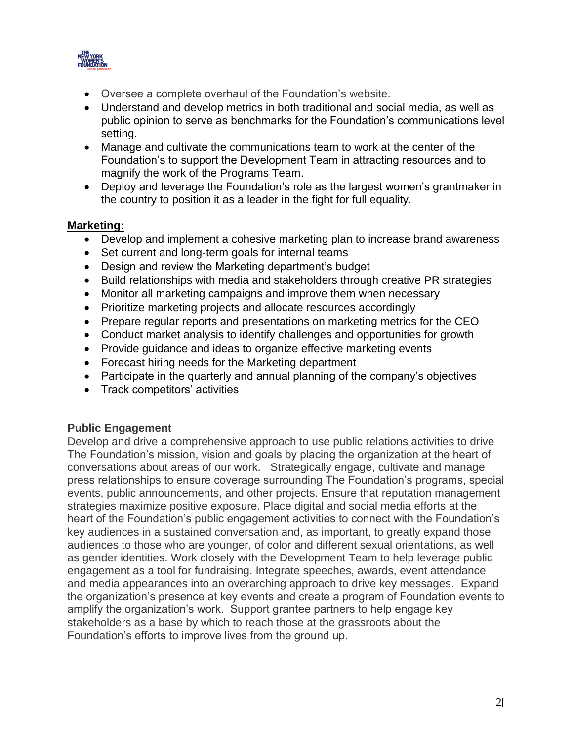- Oversee a complete overhaul of the Foundation's website.
- Understand and develop metrics in both traditional and social media, as well as public opinion to serve as benchmarks for the Foundation's communications level setting.
- Manage and cultivate the communications team to work at the center of the Foundation's to support the Development Team in attracting resources and to magnify the work of the Programs Team.
- Deploy and leverage the Foundation's role as the largest women's grantmaker in the country to position it as a leader in the fight for full equality.

**Marketing:**

- Develop and implement a cohesive marketing plan to increase brand awareness
- Set current and long-term goals for internal teams
- Design and review the Marketing department's budget
- Build relationships with media and stakeholders through creative PR strategies
- Monitor all marketing campaigns and improve them when necessary
- Prioritize marketing projects and allocate resources accordingly
- Prepare regular reports and presentations on marketing metrics for the CEO
- Conduct market analysis to identify challenges and opportunities for growth
- Provide guidance and ideas to organize effective marketing events
- Forecast hiring needs for the Marketing department
- Participate in the quarterly and annual planning of the company's objectives
- Track competitors' activities

**Public Engagement**

Develop and drive a comprehensive approach to use public relations activities to drive The Foundation's mission, vision and goals by placing the organization at the heart of conversations about areas of our work. Strategically engage, cultivate and manage press relationships to ensure coverage surrounding The Foundation's programs, special events, public announcements, and other projects. Ensure that reputation management strategies maximize positive exposure. Place digital and social media efforts at the heart of the Foundation's public engagement activities to connect with the Foundation's key audiences in a sustained conversation and, as important, to greatly expand those audiences to those who are younger, of color and different sexual orientations, as well as gender identities. Work closely with the Development Team to help leverage public engagement as a tool for fundraising. Integrate speeches, awards, event attendance and media appearances into an overarching approach to drive key messages. Expand the organization's presence at key events and create a program of Foundation events to amplify the organization's work. Support grantee partners to help engage key stakeholders as a base by which to reach those at the grassroots about the Foundation's efforts to improve lives from the ground up.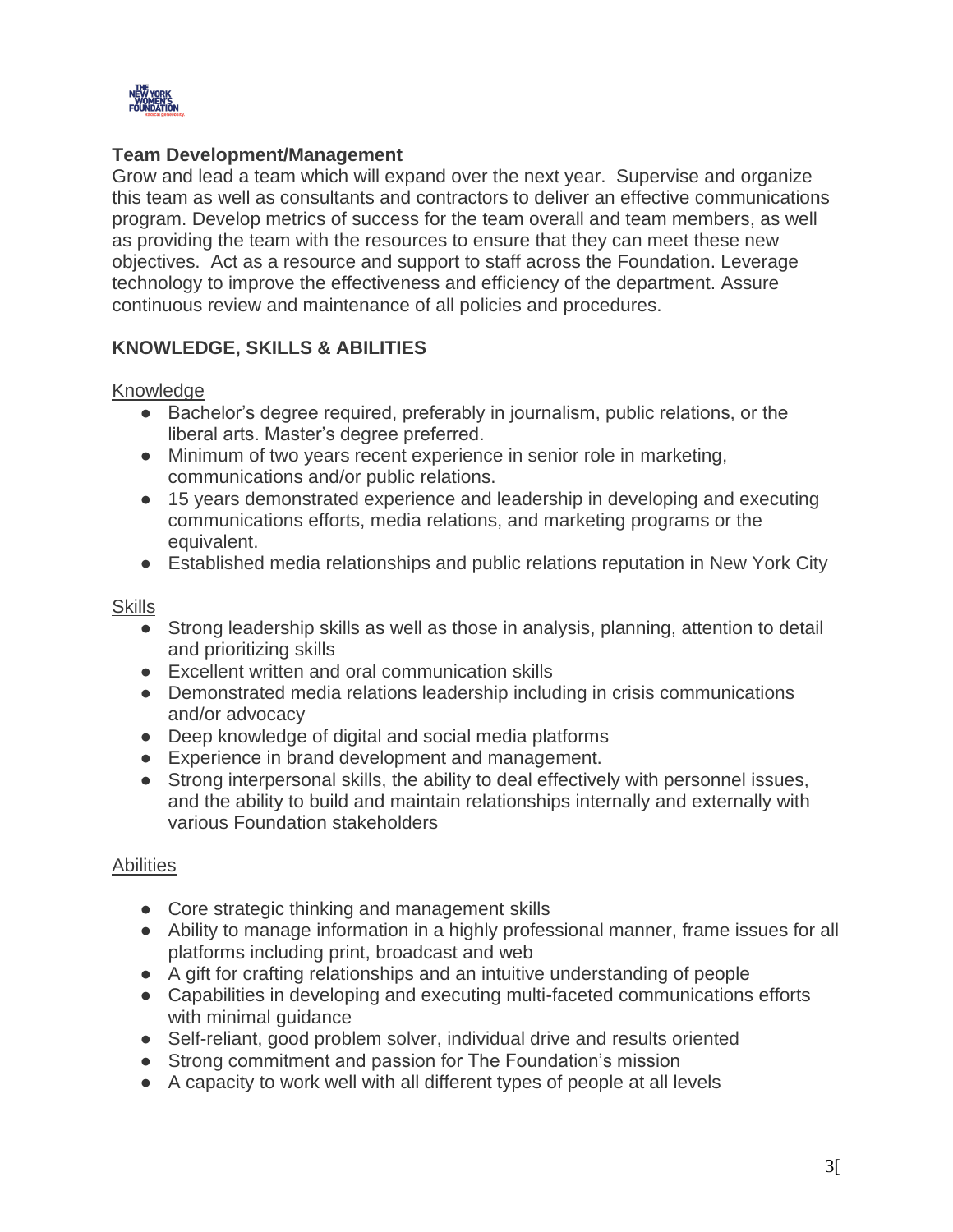**Team Development/Management**

Grow and lead a team which will expand over the next year. Supervise and organize this team as well as consultants and contractors to deliver an effective communications program. Develop metrics of success for the team overall and team members, as well as providing the team with the resources to ensure that they can meet these new objectives. Act as a resource and support to staff across the Foundation. Leverage technology to improve the effectiveness and efficiency of the department. Assure continuous review and maintenance of all policies and procedures.

**KNOWLEDGE, SKILLS & ABILITIES**

Knowledge

- Bachelor's degree required, preferably in journalism, public relations, or the liberal arts. Master's degree preferred.
- Minimum of two years recent experience in senior role in marketing, communications and/or public relations.
- 15 years demonstrated experience and leadership in developing and executing communications efforts, media relations, and marketing programs or the equivalent.
- Established media relationships and public relations reputation in New York City

Skills

- Strong leadership skills as well as those in analysis, planning, attention to detail and prioritizing skills
- Excellent written and oral communication skills
- Demonstrated media relations leadership including in crisis communications and/or advocacy
- Deep knowledge of digital and social media platforms
- Experience in brand development and management.
- Strong interpersonal skills, the ability to deal effectively with personnel issues, and the ability to build and maintain relationships internally and externally with various Foundation stakeholders

Abilities

- Core strategic thinking and management skills
- Ability to manage information in a highly professional manner, frame issues for all platforms including print, broadcast and web
- A gift for crafting relationships and an intuitive understanding of people
- Capabilities in developing and executing multi-faceted communications efforts with minimal guidance
- Self-reliant, good problem solver, individual drive and results oriented
- Strong commitment and passion for The Foundation's mission
- A capacity to work well with all different types of people at all levels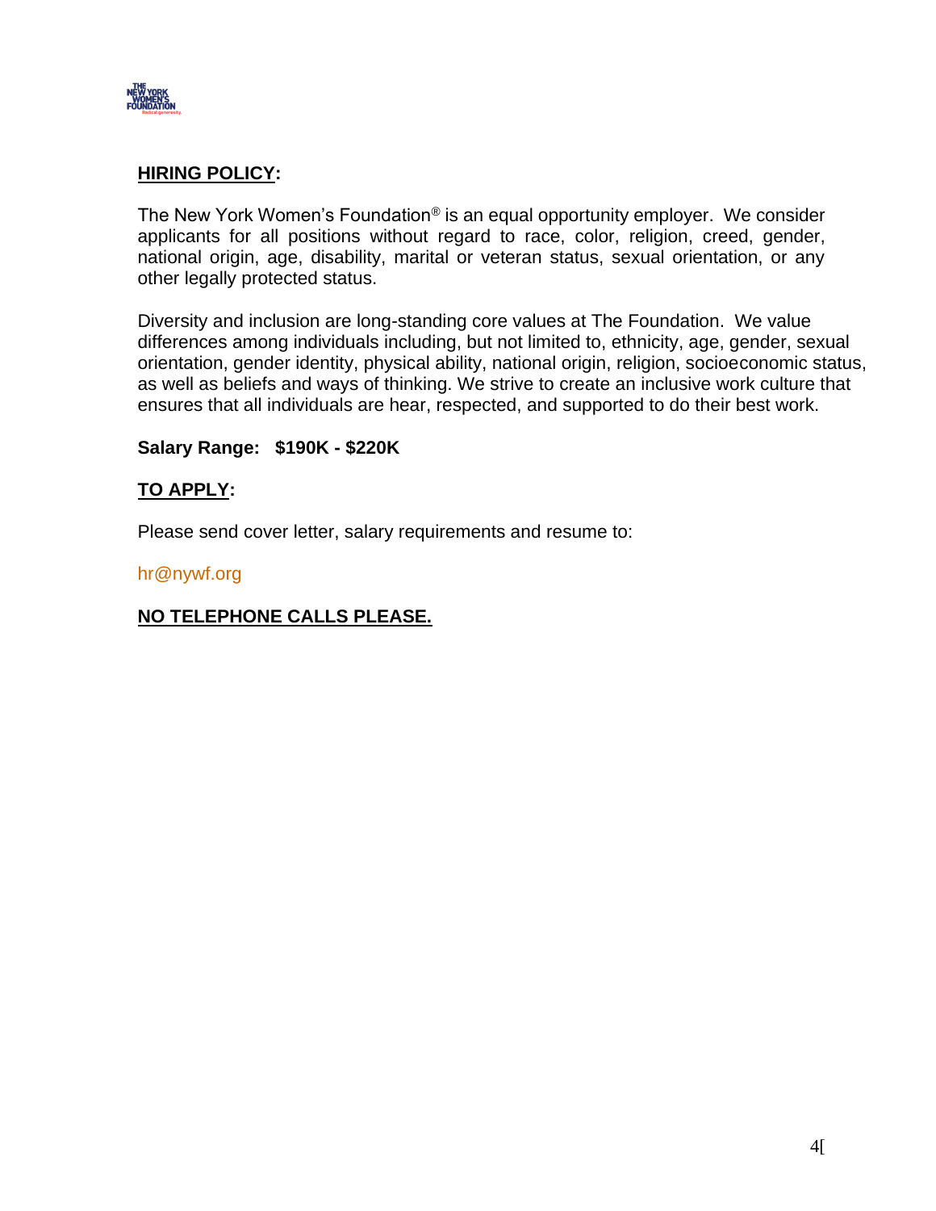**HIRING POLICY:**

The New York Women's Foundation® is an equal opportunity employer. We consider applicants for all positions without regard to race, color, religion, creed, gender, national origin, age, disability, marital or veteran status, sexual orientation, or any other legally protected status.

Diversity and inclusion are long-standing core values at The Foundation. We value differences among individuals including, but not limited to, ethnicity, age, gender, sexual orientation, gender identity, physical ability, national origin, religion, socioeconomic status, as well as beliefs and ways of thinking. We strive to create an inclusive work culture that ensures that all individuals are hear, respected, and supported to do their best work.

**Salary Range: $190K - $220K**

**TO APPLY:**

Please send cover letter, salary requirements and resume to:

hr@nywf.org

**NO TELEPHONE CALLS PLEASE.**